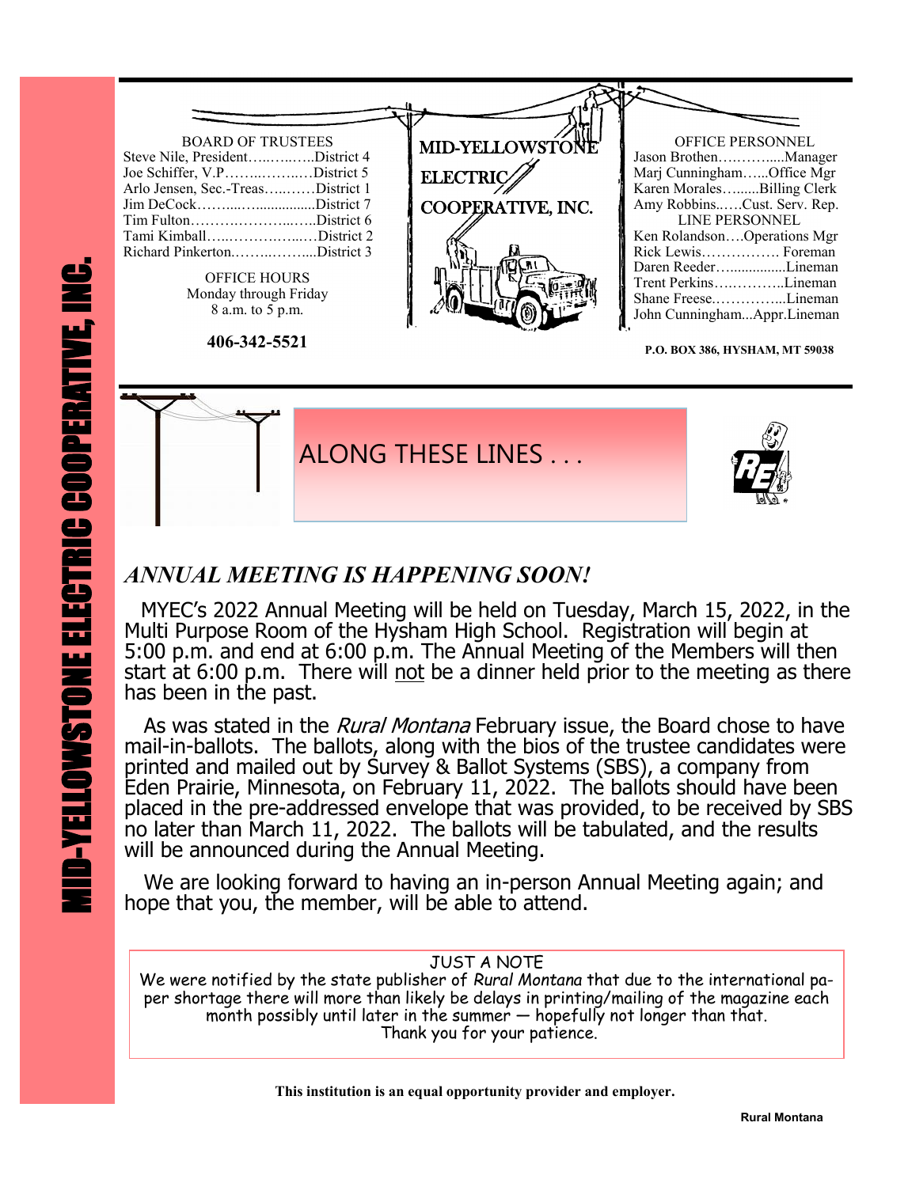# MID-YELLOWSTONE ELECTRIC COOPERATIVE, INC.

BOARD OF TRUSTEES

Steve Nile, President…..…..…..District 4
Joe Schiffer, V.P……..……..…District 5
Arlo Jensen, Sec.-Treas…..……District 1
Jim DeCock……...…...............District 7
Tim Fulton……….………...….District 6
Tami Kimball…..……….…...…District 2
Richard Pinkerton.……..……....District 3

OFFICE HOURS
Monday through Friday
8 a.m. to 5 p.m.

**406-342-5521**

MID-YELLOWSTONE ELECTRIC COOPERATIVE, INC.

OFFICE PERSONNEL

Jason Brothen……….....Manager
Marj Cunningham…...Office Mgr
Karen Morales….......Billing Clerk
Amy Robbins..….Cust. Serv. Rep.

LINE PERSONNEL

Ken Rolandson….Operations Mgr
Rick Lewis……………. Foreman
Daren Reeder…..............Lineman
Trent Perkins…..……….Lineman
Shane Freese.…………...Lineman
John Cunningham...Appr.Lineman

**P.O. BOX 386, HYSHAM, MT 59038**

## ALONG THESE LINES . . .

### *ANNUAL MEETING IS HAPPENING SOON!*

MYEC's 2022 Annual Meeting will be held on Tuesday, March 15, 2022, in the Multi Purpose Room of the Hysham High School. Registration will begin at 5:00 p.m. and end at 6:00 p.m. The Annual Meeting of the Members will then start at 6:00 p.m. There will not be a dinner held prior to the meeting as there has been in the past.

As was stated in the *Rural Montana* February issue, the Board chose to have mail-in-ballots. The ballots, along with the bios of the trustee candidates were printed and mailed out by Survey & Ballot Systems (SBS), a company from Eden Prairie, Minnesota, on February 11, 2022. The ballots should have been placed in the pre-addressed envelope that was provided, to be received by SBS no later than March 11, 2022. The ballots will be tabulated, and the results will be announced during the Annual Meeting.

We are looking forward to having an in-person Annual Meeting again; and hope that you, the member, will be able to attend.

JUST A NOTE

We were notified by the state publisher of *Rural Montana* that due to the international paper shortage there will more than likely be delays in printing/mailing of the magazine each month possibly until later in the summer — hopefully not longer than that. Thank you for your patience.

**This institution is an equal opportunity provider and employer.**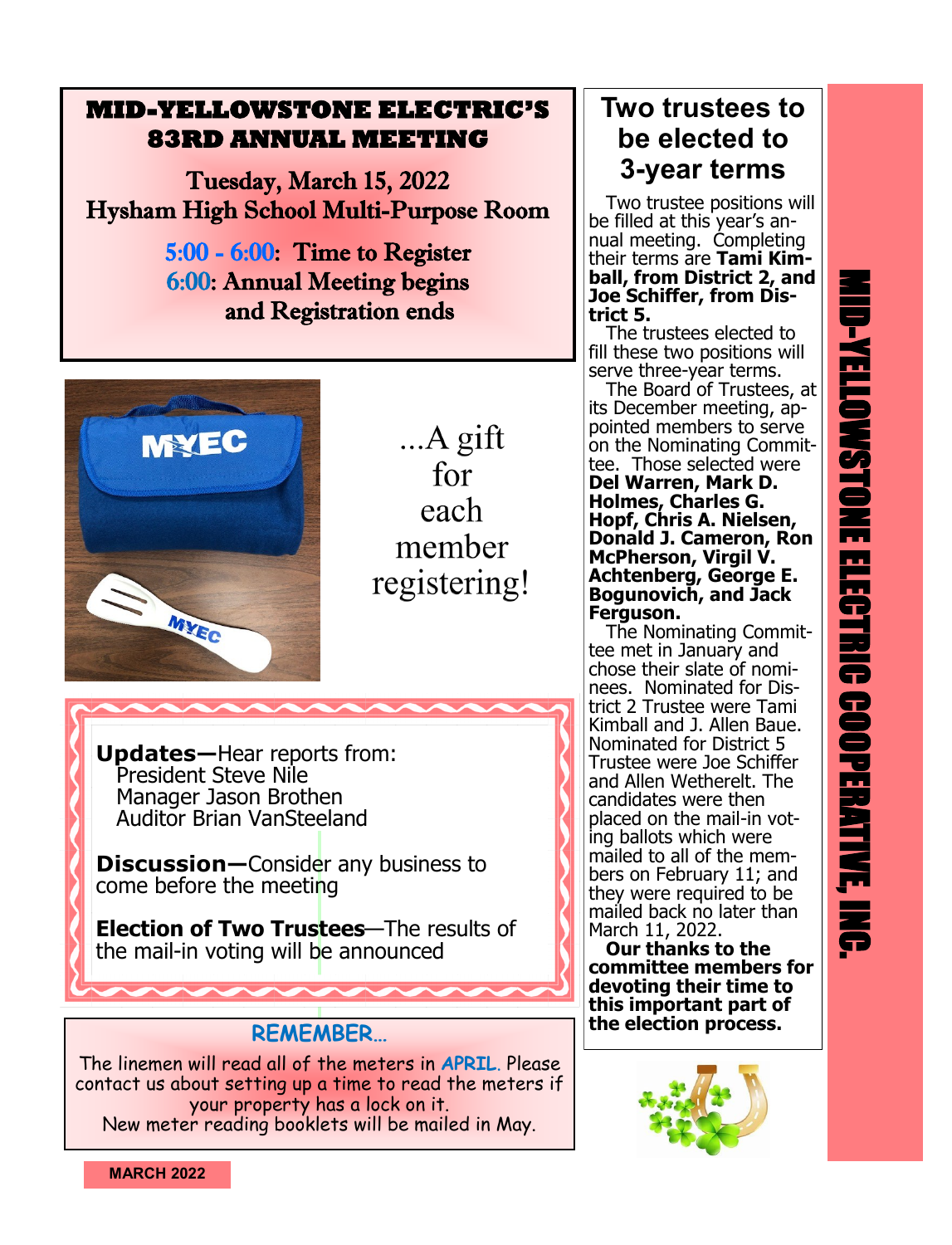# MID-YELLOWSTONE ELECTRIC'S 83RD ANNUAL MEETING

Tuesday, March 15, 2022
Hysham High School Multi-Purpose Room

5:00 - 6:00: Time to Register
6:00: Annual Meeting begins and Registration ends

...A gift for each member registering!

**Updates—**Hear reports from:
President Steve Nile
Manager Jason Brothen
Auditor Brian VanSteeland

**Discussion—**Consider any business to come before the meeting

**Election of Two Trustees**—The results of the mail-in voting will be announced

## REMEMBER...

The linemen will read all of the meters in APRIL. Please contact us about setting up a time to read the meters if your property has a lock on it.
New meter reading booklets will be mailed in May.

## Two trustees to be elected to 3-year terms

Two trustee positions will be filled at this year's annual meeting. Completing their terms are **Tami Kimball, from District 2, and Joe Schiffer, from District 5.**

The trustees elected to fill these two positions will serve three-year terms.

The Board of Trustees, at its December meeting, appointed members to serve on the Nominating Committee. Those selected were **Del Warren, Mark D. Holmes, Charles G. Hopf, Chris A. Nielsen, Donald J. Cameron, Ron McPherson, Virgil V. Achtenberg, George E. Bogunovich, and Jack Ferguson.**

The Nominating Committee met in January and chose their slate of nominees. Nominated for District 2 Trustee were Tami Kimball and J. Allen Baue. Nominated for District 5 Trustee were Joe Schiffer and Allen Wetherelt. The candidates were then placed on the mail-in voting ballots which were mailed to all of the members on February 11; and they were required to be mailed back no later than March 11, 2022.

**Our thanks to the committee members for devoting their time to this important part of the election process.**

MID-YELLOWSTONE ELECTRIC COOPERATIVE, INC.

MARCH 2022